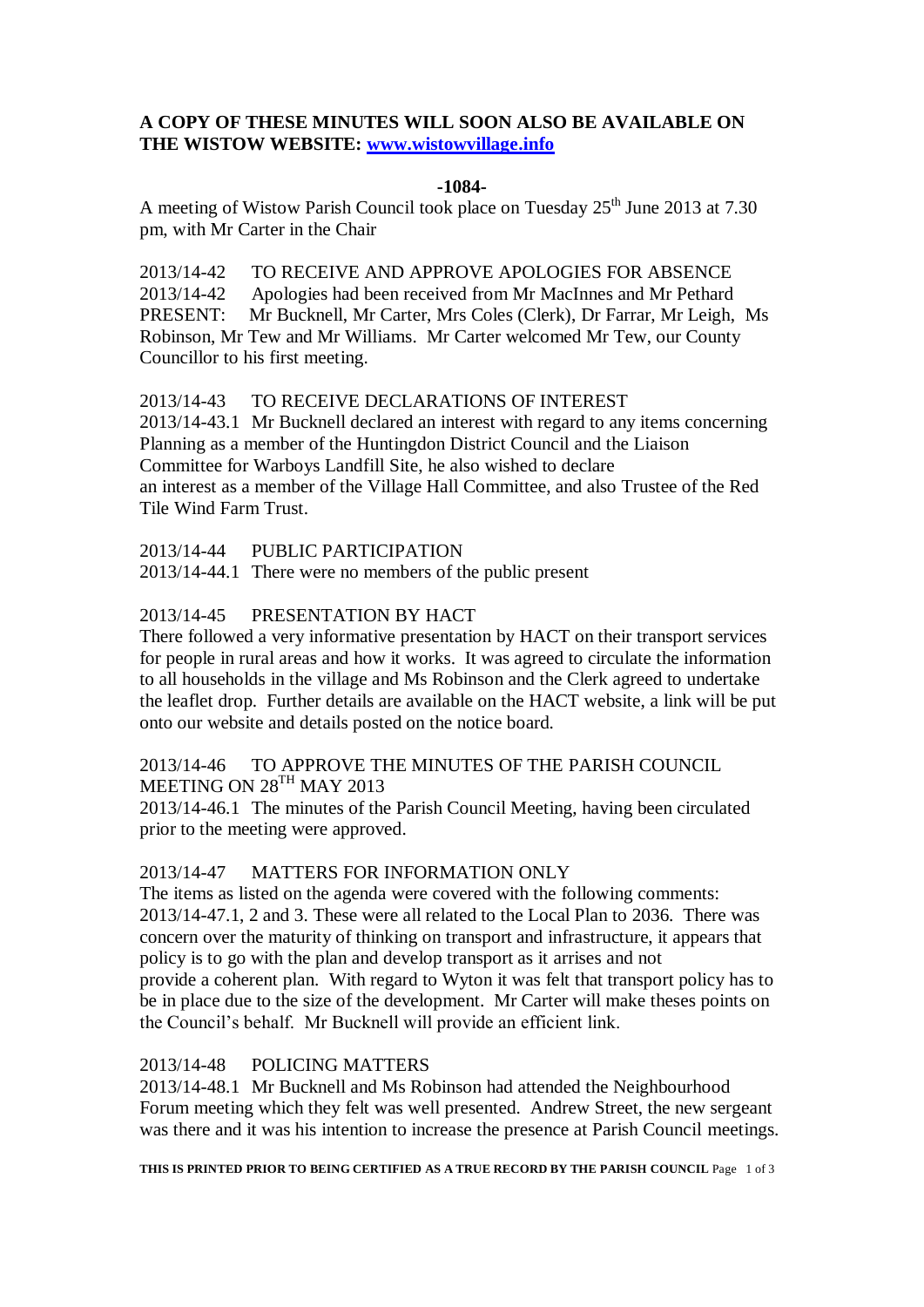**A COPY OF THESE MINUTES WILL SOON ALSO BE AVAILABLE ON THE WISTOW WEBSITE: [www.wistowvillage.info](http://www.wistowvillage.info)**

**-1084-**

A meeting of Wistow Parish Council took place on Tuesday 25th June 2013 at 7.30 pm, with Mr Carter in the Chair

2013/14-42 TO RECEIVE AND APPROVE APOLOGIES FOR ABSENCE

2013/14-42 Apologies had been received from Mr MacInnes and Mr Pethard

PRESENT: Mr Bucknell, Mr Carter, Mrs Coles (Clerk), Dr Farrar, Mr Leigh, Ms Robinson, Mr Tew and Mr Williams. Mr Carter welcomed Mr Tew, our County Councillor to his first meeting.

2013/14-43 TO RECEIVE DECLARATIONS OF INTEREST

2013/14-43.1 Mr Bucknell declared an interest with regard to any items concerning Planning as a member of the Huntingdon District Council and the Liaison Committee for Warboys Landfill Site, he also wished to declare an interest as a member of the Village Hall Committee, and also Trustee of the Red Tile Wind Farm Trust.

2013/14-44 PUBLIC PARTICIPATION

2013/14-44.1 There were no members of the public present

2013/14-45 PRESENTATION BY HACT

There followed a very informative presentation by HACT on their transport services for people in rural areas and how it works. It was agreed to circulate the information to all households in the village and Ms Robinson and the Clerk agreed to undertake the leaflet drop. Further details are available on the HACT website, a link will be put onto our website and details posted on the notice board.

2013/14-46 TO APPROVE THE MINUTES OF THE PARISH COUNCIL MEETING ON 28TH MAY 2013

2013/14-46.1 The minutes of the Parish Council Meeting, having been circulated prior to the meeting were approved.

2013/14-47 MATTERS FOR INFORMATION ONLY

The items as listed on the agenda were covered with the following comments:

2013/14-47.1, 2 and 3. These were all related to the Local Plan to 2036. There was concern over the maturity of thinking on transport and infrastructure, it appears that policy is to go with the plan and develop transport as it arrises and not provide a coherent plan. With regard to Wyton it was felt that transport policy has to be in place due to the size of the development. Mr Carter will make theses points on the Council's behalf. Mr Bucknell will provide an efficient link.

2013/14-48 POLICING MATTERS

2013/14-48.1 Mr Bucknell and Ms Robinson had attended the Neighbourhood Forum meeting which they felt was well presented. Andrew Street, the new sergeant was there and it was his intention to increase the presence at Parish Council meetings.

THIS IS PRINTED PRIOR TO BEING CERTIFIED AS A TRUE RECORD BY THE PARISH COUNCIL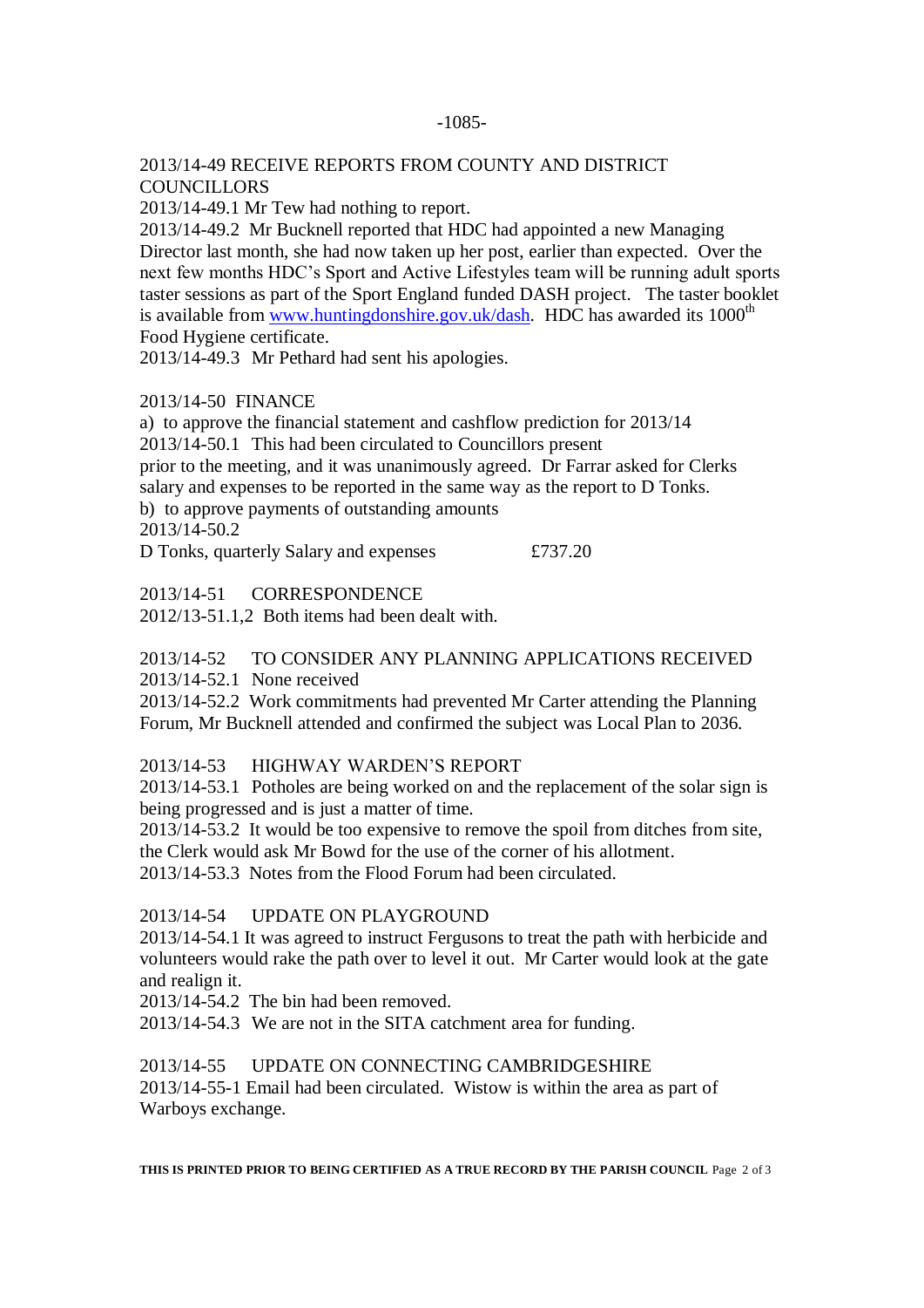2013/14-49 RECEIVE REPORTS FROM COUNTY AND DISTRICT COUNCILLORS

2013/14-49.1 Mr Tew had nothing to report.

2013/14-49.2 Mr Bucknell reported that HDC had appointed a new Managing Director last month, she had now taken up her post, earlier than expected. Over the next few months HDC's Sport and Active Lifestyles team will be running adult sports taster sessions as part of the Sport England funded DASH project. The taster booklet is available from [www.huntingdonshire.gov.uk/dash](www.huntingdonshire.gov.uk/dash). HDC has awarded its 1000th Food Hygiene certificate.

2013/14-49.3 Mr Pethard had sent his apologies.

2013/14-50 FINANCE

a) to approve the financial statement and cashflow prediction for 2013/14

2013/14-50.1 This had been circulated to Councillors present prior to the meeting, and it was unanimously agreed. Dr Farrar asked for Clerks salary and expenses to be reported in the same way as the report to D Tonks.

b) to approve payments of outstanding amounts

2013/14-50.2

D Tonks, quarterly Salary and expenses £737.20

2013/14-51 CORRESPONDENCE

2012/13-51.1,2 Both items had been dealt with.

2013/14-52 TO CONSIDER ANY PLANNING APPLICATIONS RECEIVED

2013/14-52.1 None received

2013/14-52.2 Work commitments had prevented Mr Carter attending the Planning Forum, Mr Bucknell attended and confirmed the subject was Local Plan to 2036.

2013/14-53 HIGHWAY WARDEN'S REPORT

2013/14-53.1 Potholes are being worked on and the replacement of the solar sign is being progressed and is just a matter of time.

2013/14-53.2 It would be too expensive to remove the spoil from ditches from site, the Clerk would ask Mr Bowd for the use of the corner of his allotment.

2013/14-53.3 Notes from the Flood Forum had been circulated.

2013/14-54 UPDATE ON PLAYGROUND

2013/14-54.1 It was agreed to instruct Fergusons to treat the path with herbicide and volunteers would rake the path over to level it out. Mr Carter would look at the gate and realign it.

2013/14-54.2 The bin had been removed.

2013/14-54.3 We are not in the SITA catchment area for funding.

2013/14-55 UPDATE ON CONNECTING CAMBRIDGESHIRE

2013/14-55-1 Email had been circulated. Wistow is within the area as part of Warboys exchange.

**THIS IS PRINTED PRIOR TO BEING CERTIFIED AS A TRUE RECORD BY THE PARISH COUNCIL**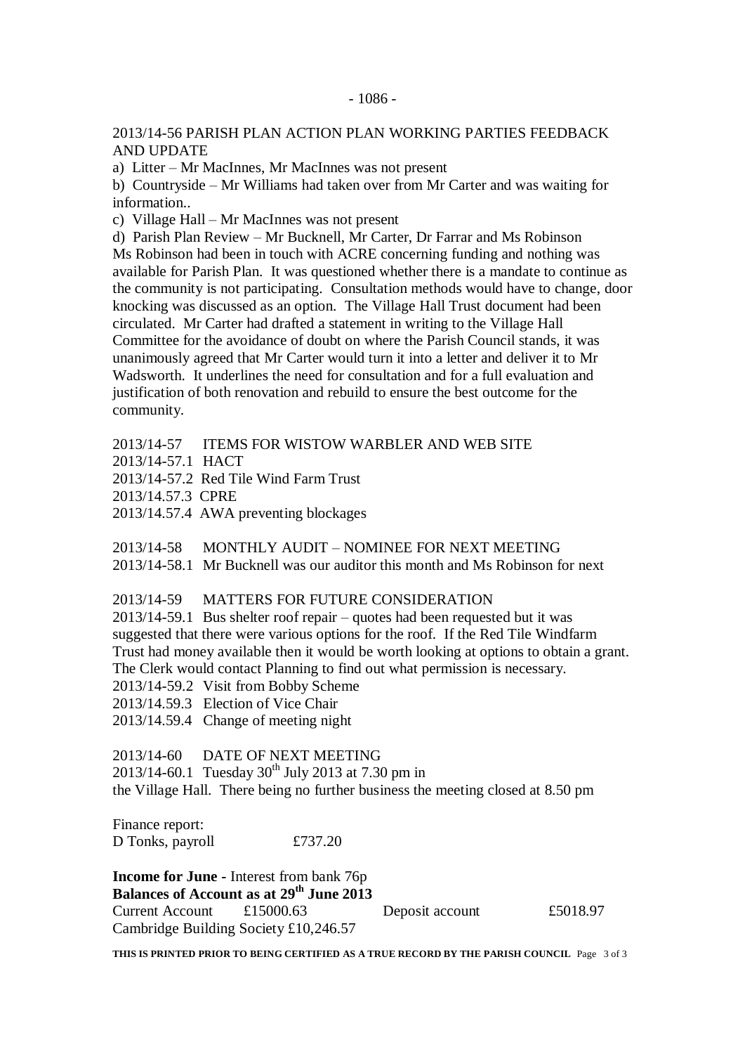2013/14-56 PARISH PLAN ACTION PLAN WORKING PARTIES FEEDBACK AND UPDATE

a) Litter – Mr MacInnes, Mr MacInnes was not present

b) Countryside – Mr Williams had taken over from Mr Carter and was waiting for information..

c) Village Hall – Mr MacInnes was not present

d) Parish Plan Review – Mr Bucknell, Mr Carter, Dr Farrar and Ms Robinson

Ms Robinson had been in touch with ACRE concerning funding and nothing was available for Parish Plan. It was questioned whether there is a mandate to continue as the community is not participating. Consultation methods would have to change, door knocking was discussed as an option. The Village Hall Trust document had been circulated. Mr Carter had drafted a statement in writing to the Village Hall Committee for the avoidance of doubt on where the Parish Council stands, it was unanimously agreed that Mr Carter would turn it into a letter and deliver it to Mr Wadsworth. It underlines the need for consultation and for a full evaluation and justification of both renovation and rebuild to ensure the best outcome for the community.

2013/14-57 ITEMS FOR WISTOW WARBLER AND WEB SITE

2013/14-57.1 HACT

2013/14-57.2 Red Tile Wind Farm Trust

2013/14.57.3 CPRE

2013/14.57.4 AWA preventing blockages

2013/14-58 MONTHLY AUDIT – NOMINEE FOR NEXT MEETING

2013/14-58.1 Mr Bucknell was our auditor this month and Ms Robinson for next

2013/14-59 MATTERS FOR FUTURE CONSIDERATION

2013/14-59.1 Bus shelter roof repair – quotes had been requested but it was suggested that there were various options for the roof. If the Red Tile Windfarm Trust had money available then it would be worth looking at options to obtain a grant. The Clerk would contact Planning to find out what permission is necessary.

2013/14-59.2 Visit from Bobby Scheme

2013/14.59.3 Election of Vice Chair

2013/14.59.4 Change of meeting night

2013/14-60 DATE OF NEXT MEETING

2013/14-60.1 Tuesday 30th July 2013 at 7.30 pm in the Village Hall. There being no further business the meeting closed at 8.50 pm

Finance report:

D Tonks, payroll £737.20

**Income for June -** Interest from bank 76p

**Balances of Account as at 29th June 2013**

Current Account £15000.63 Deposit account £5018.97

Cambridge Building Society £10,246.57

THIS IS PRINTED PRIOR TO BEING CERTIFIED AS A TRUE RECORD BY THE PARISH COUNCIL